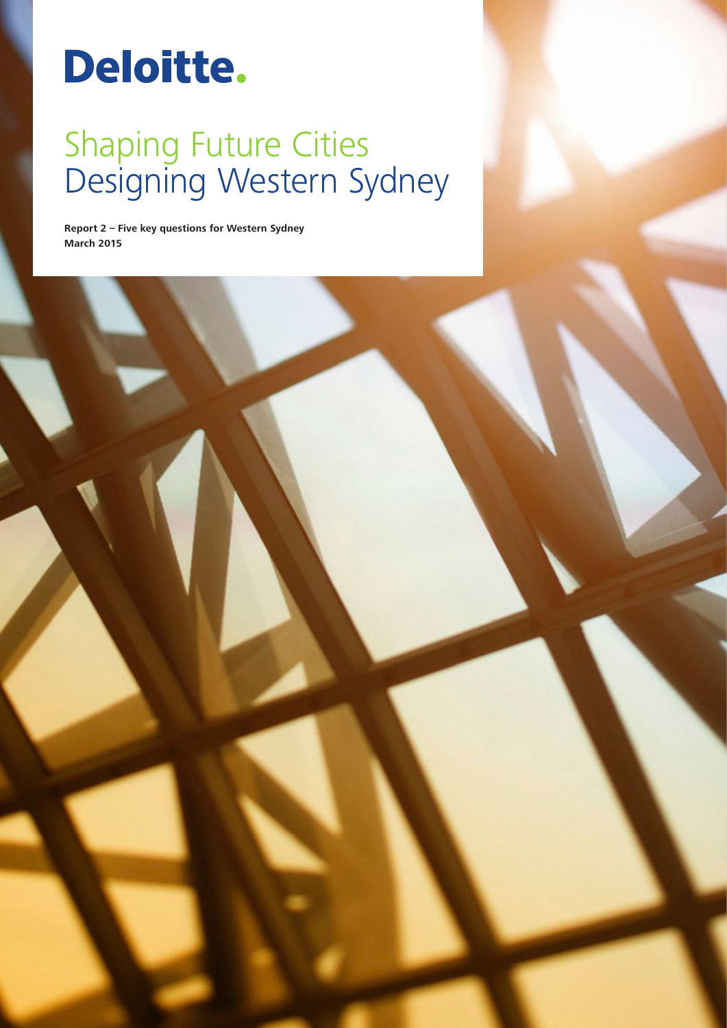Deloitte.

# Shaping Future Cities
# Designing Western Sydney

**Report 2 – Five key questions for Western Sydney**
**March 2015**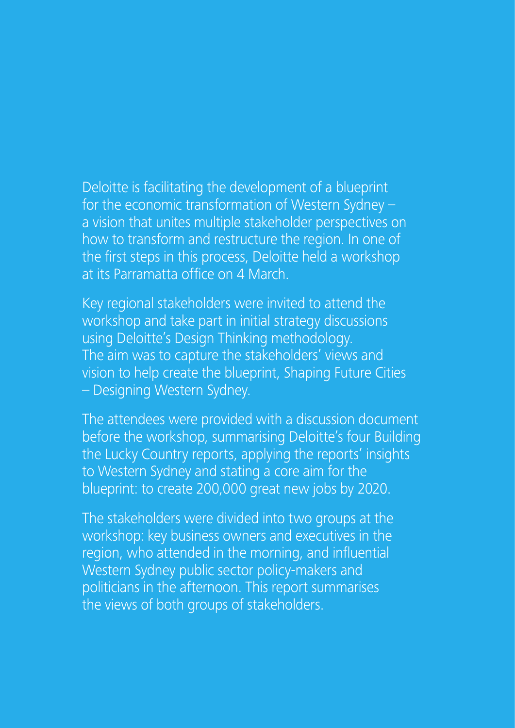Deloitte is facilitating the development of a blueprint for the economic transformation of Western Sydney – a vision that unites multiple stakeholder perspectives on how to transform and restructure the region. In one of the first steps in this process, Deloitte held a workshop at its Parramatta office on 4 March.

Key regional stakeholders were invited to attend the workshop and take part in initial strategy discussions using Deloitte's Design Thinking methodology. The aim was to capture the stakeholders' views and vision to help create the blueprint, Shaping Future Cities – Designing Western Sydney.

The attendees were provided with a discussion document before the workshop, summarising Deloitte's four Building the Lucky Country reports, applying the reports' insights to Western Sydney and stating a core aim for the blueprint: to create 200,000 great new jobs by 2020.

The stakeholders were divided into two groups at the workshop: key business owners and executives in the region, who attended in the morning, and influential Western Sydney public sector policy-makers and politicians in the afternoon. This report summarises the views of both groups of stakeholders.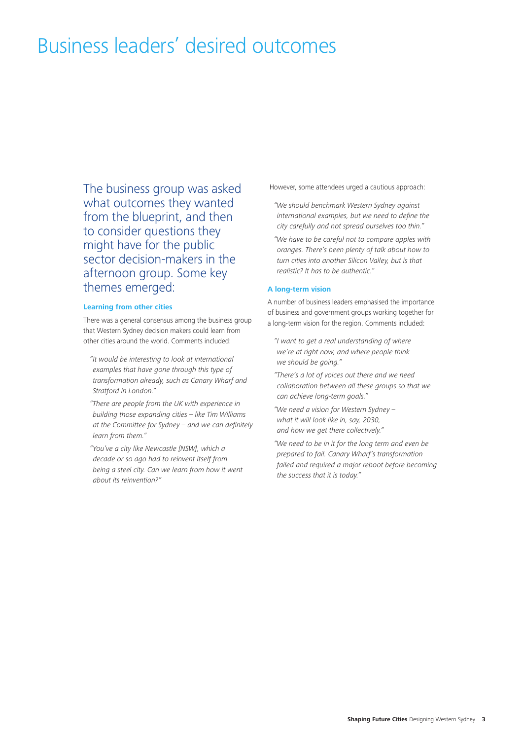# Business leaders' desired outcomes

The business group was asked what outcomes they wanted from the blueprint, and then to consider questions they might have for the public sector decision-makers in the afternoon group. Some key themes emerged:

### Learning from other cities

There was a general consensus among the business group that Western Sydney decision makers could learn from other cities around the world. Comments included:

*"It would be interesting to look at international examples that have gone through this type of transformation already, such as Canary Wharf and Stratford in London."*

*"There are people from the UK with experience in building those expanding cities – like Tim Williams at the Committee for Sydney – and we can definitely learn from them."*

*"You've a city like Newcastle [NSW], which a decade or so ago had to reinvent itself from being a steel city. Can we learn from how it went about its reinvention?"*

However, some attendees urged a cautious approach:

*"We should benchmark Western Sydney against international examples, but we need to define the city carefully and not spread ourselves too thin."*

*"We have to be careful not to compare apples with oranges. There's been plenty of talk about how to turn cities into another Silicon Valley, but is that realistic? It has to be authentic."*

### A long-term vision

A number of business leaders emphasised the importance of business and government groups working together for a long-term vision for the region. Comments included:

*"I want to get a real understanding of where we're at right now, and where people think we should be going."*

*"There's a lot of voices out there and we need collaboration between all these groups so that we can achieve long-term goals."*

*"We need a vision for Western Sydney – what it will look like in, say, 2030, and how we get there collectively."*

*"We need to be in it for the long term and even be prepared to fail. Canary Wharf's transformation failed and required a major reboot before becoming the success that it is today."*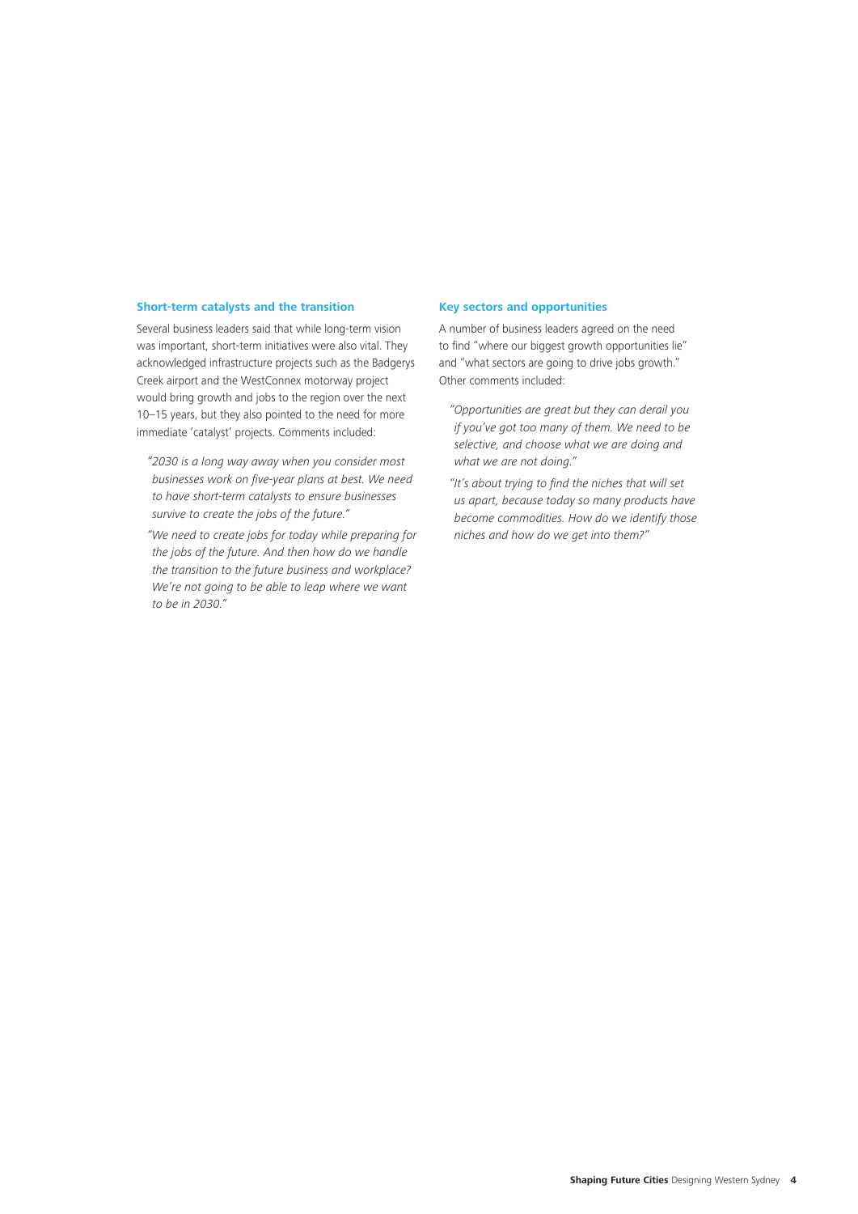### Short-term catalysts and the transition

Several business leaders said that while long-term vision was important, short-term initiatives were also vital. They acknowledged infrastructure projects such as the Badgerys Creek airport and the WestConnex motorway project would bring growth and jobs to the region over the next 10–15 years, but they also pointed to the need for more immediate 'catalyst' projects. Comments included:

> *"2030 is a long way away when you consider most businesses work on five-year plans at best. We need to have short-term catalysts to ensure businesses survive to create the jobs of the future."*

> *"We need to create jobs for today while preparing for the jobs of the future. And then how do we handle the transition to the future business and workplace? We're not going to be able to leap where we want to be in 2030."*

### Key sectors and opportunities

A number of business leaders agreed on the need to find "where our biggest growth opportunities lie" and "what sectors are going to drive jobs growth." Other comments included:

> *"Opportunities are great but they can derail you if you've got too many of them. We need to be selective, and choose what we are doing and what we are not doing."*

> *"It's about trying to find the niches that will set us apart, because today so many products have become commodities. How do we identify those niches and how do we get into them?"*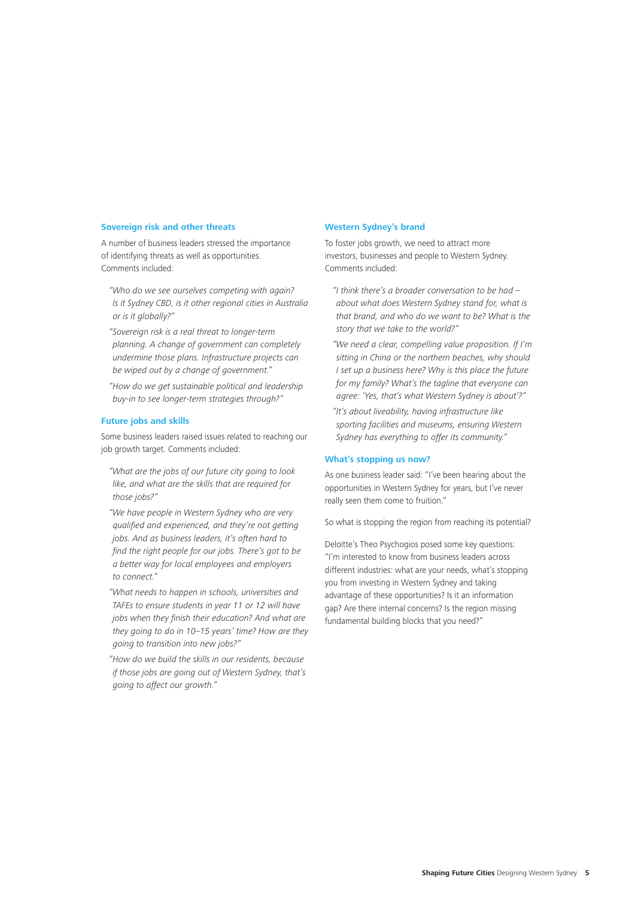### Sovereign risk and other threats

A number of business leaders stressed the importance of identifying threats as well as opportunities. Comments included:

*"Who do we see ourselves competing with again? Is it Sydney CBD, is it other regional cities in Australia or is it globally?"*

*"Sovereign risk is a real threat to longer-term planning. A change of government can completely undermine those plans. Infrastructure projects can be wiped out by a change of government."*

*"How do we get sustainable political and leadership buy-in to see longer-term strategies through?"*

### Future jobs and skills

Some business leaders raised issues related to reaching our job growth target. Comments included:

*"What are the jobs of our future city going to look like, and what are the skills that are required for those jobs?"*

*"We have people in Western Sydney who are very qualified and experienced, and they're not getting jobs. And as business leaders, it's often hard to find the right people for our jobs. There's got to be a better way for local employees and employers to connect."*

*"What needs to happen in schools, universities and TAFEs to ensure students in year 11 or 12 will have jobs when they finish their education? And what are they going to do in 10–15 years' time? How are they going to transition into new jobs?"*

*"How do we build the skills in our residents, because if those jobs are going out of Western Sydney, that's going to affect our growth."*

### Western Sydney's brand

To foster jobs growth, we need to attract more investors, businesses and people to Western Sydney. Comments included:

*"I think there's a broader conversation to be had – about what does Western Sydney stand for, what is that brand, and who do we want to be? What is the story that we take to the world?"*

*"We need a clear, compelling value proposition. If I'm sitting in China or the northern beaches, why should I set up a business here? Why is this place the future for my family? What's the tagline that everyone can agree: 'Yes, that's what Western Sydney is about'?"*

*"It's about liveability, having infrastructure like sporting facilities and museums, ensuring Western Sydney has everything to offer its community."*

### What's stopping us now?

As one business leader said: "I've been hearing about the opportunities in Western Sydney for years, but I've never really seen them come to fruition."

So what is stopping the region from reaching its potential?

Deloitte's Theo Psychogios posed some key questions: "I'm interested to know from business leaders across different industries: what are your needs, what's stopping you from investing in Western Sydney and taking advantage of these opportunities? Is it an information gap? Are there internal concerns? Is the region missing fundamental building blocks that you need?"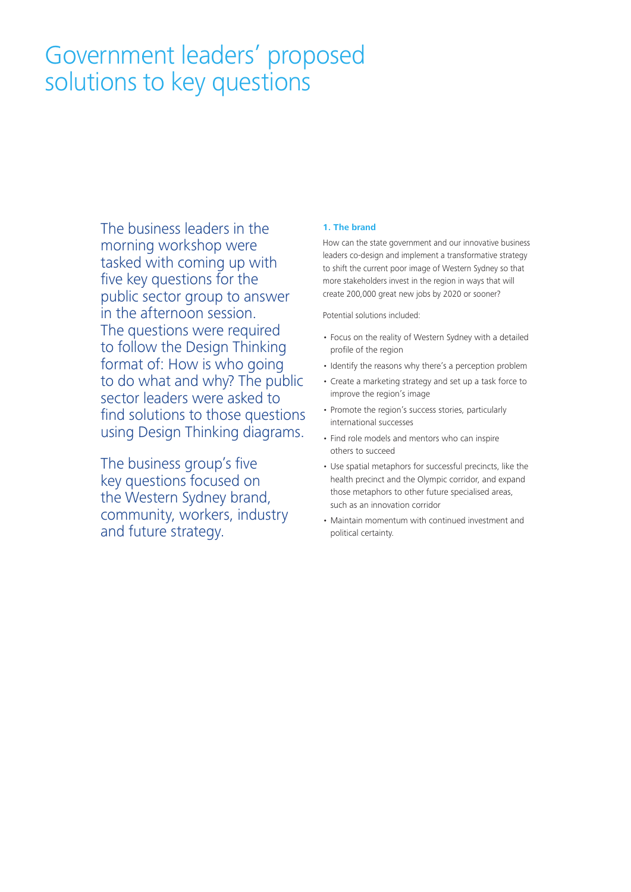# Government leaders' proposed solutions to key questions

The business leaders in the morning workshop were tasked with coming up with five key questions for the public sector group to answer in the afternoon session. The questions were required to follow the Design Thinking format of: How is who going to do what and why? The public sector leaders were asked to find solutions to those questions using Design Thinking diagrams.

The business group's five key questions focused on the Western Sydney brand, community, workers, industry and future strategy.

### 1. The brand

How can the state government and our innovative business leaders co-design and implement a transformative strategy to shift the current poor image of Western Sydney so that more stakeholders invest in the region in ways that will create 200,000 great new jobs by 2020 or sooner?

Potential solutions included:

- Focus on the reality of Western Sydney with a detailed profile of the region
- Identify the reasons why there's a perception problem
- Create a marketing strategy and set up a task force to improve the region's image
- Promote the region's success stories, particularly international successes
- Find role models and mentors who can inspire others to succeed
- Use spatial metaphors for successful precincts, like the health precinct and the Olympic corridor, and expand those metaphors to other future specialised areas, such as an innovation corridor
- Maintain momentum with continued investment and political certainty.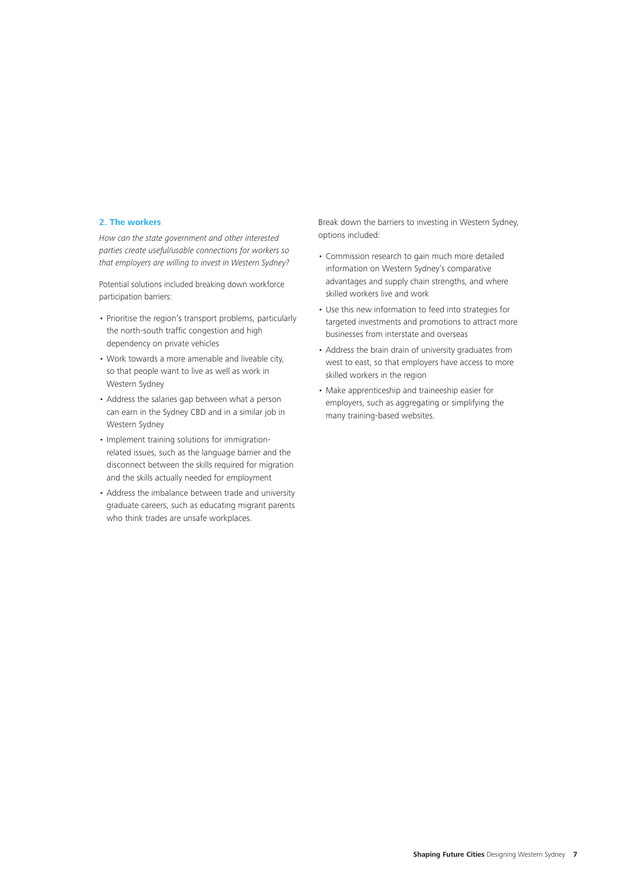## 2. The workers

*How can the state government and other interested parties create useful/usable connections for workers so that employers are willing to invest in Western Sydney?*

Potential solutions included breaking down workforce participation barriers:

- Prioritise the region's transport problems, particularly the north-south traffic congestion and high dependency on private vehicles
- Work towards a more amenable and liveable city, so that people want to live as well as work in Western Sydney
- Address the salaries gap between what a person can earn in the Sydney CBD and in a similar job in Western Sydney
- Implement training solutions for immigration-related issues, such as the language barrier and the disconnect between the skills required for migration and the skills actually needed for employment
- Address the imbalance between trade and university graduate careers, such as educating migrant parents who think trades are unsafe workplaces.

Break down the barriers to investing in Western Sydney, options included:

- Commission research to gain much more detailed information on Western Sydney's comparative advantages and supply chain strengths, and where skilled workers live and work
- Use this new information to feed into strategies for targeted investments and promotions to attract more businesses from interstate and overseas
- Address the brain drain of university graduates from west to east, so that employers have access to more skilled workers in the region
- Make apprenticeship and traineeship easier for employers, such as aggregating or simplifying the many training-based websites.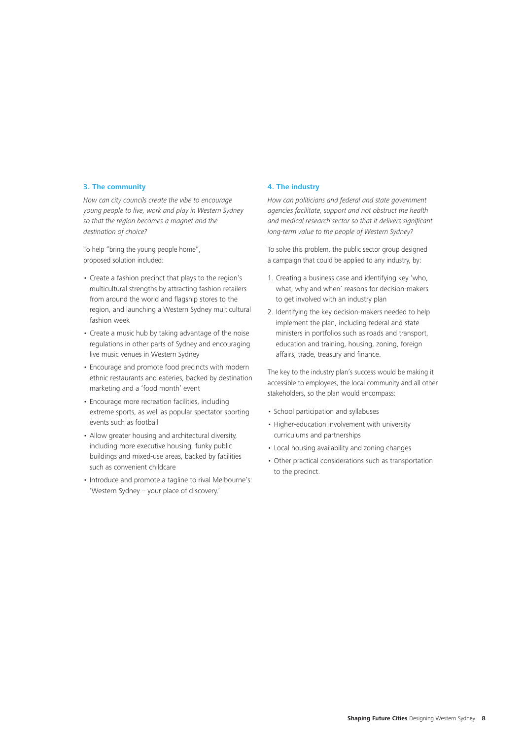### 3. The community

*How can city councils create the vibe to encourage young people to live, work and play in Western Sydney so that the region becomes a magnet and the destination of choice?*

To help "bring the young people home", proposed solution included:

- Create a fashion precinct that plays to the region's multicultural strengths by attracting fashion retailers from around the world and flagship stores to the region, and launching a Western Sydney multicultural fashion week
- Create a music hub by taking advantage of the noise regulations in other parts of Sydney and encouraging live music venues in Western Sydney
- Encourage and promote food precincts with modern ethnic restaurants and eateries, backed by destination marketing and a 'food month' event
- Encourage more recreation facilities, including extreme sports, as well as popular spectator sporting events such as football
- Allow greater housing and architectural diversity, including more executive housing, funky public buildings and mixed-use areas, backed by facilities such as convenient childcare
- Introduce and promote a tagline to rival Melbourne's: 'Western Sydney – your place of discovery.'

### 4. The industry

*How can politicians and federal and state government agencies facilitate, support and not obstruct the health and medical research sector so that it delivers significant long-term value to the people of Western Sydney?*

To solve this problem, the public sector group designed a campaign that could be applied to any industry, by:

1. Creating a business case and identifying key 'who, what, why and when' reasons for decision-makers to get involved with an industry plan
2. Identifying the key decision-makers needed to help implement the plan, including federal and state ministers in portfolios such as roads and transport, education and training, housing, zoning, foreign affairs, trade, treasury and finance.

The key to the industry plan's success would be making it accessible to employees, the local community and all other stakeholders, so the plan would encompass:

- School participation and syllabuses
- Higher-education involvement with university curriculums and partnerships
- Local housing availability and zoning changes
- Other practical considerations such as transportation to the precinct.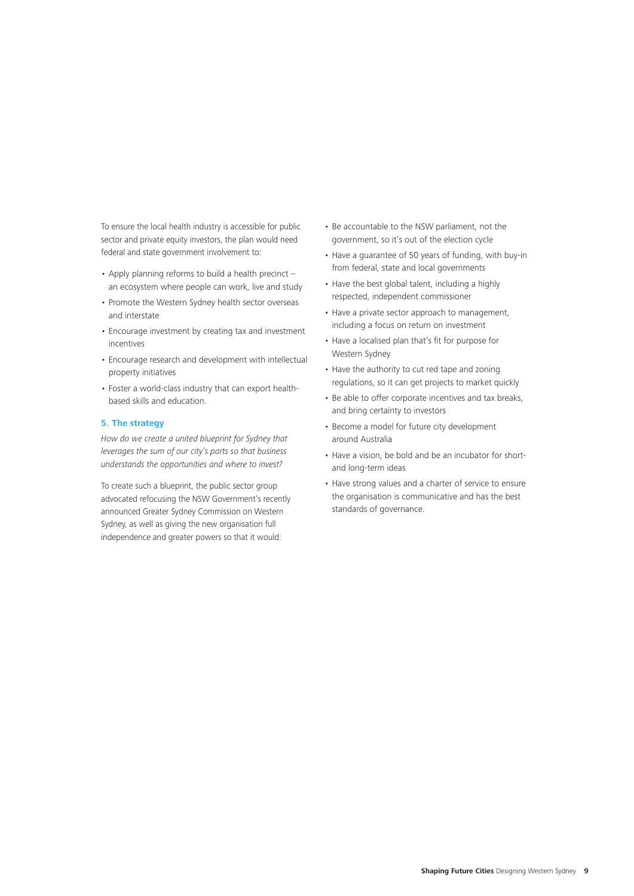To ensure the local health industry is accessible for public sector and private equity investors, the plan would need federal and state government involvement to:

- Apply planning reforms to build a health precinct – an ecosystem where people can work, live and study
- Promote the Western Sydney health sector overseas and interstate
- Encourage investment by creating tax and investment incentives
- Encourage research and development with intellectual property initiatives
- Foster a world-class industry that can export health-based skills and education.

### 5. The strategy

*How do we create a united blueprint for Sydney that leverages the sum of our city's parts so that business understands the opportunities and where to invest?*

To create such a blueprint, the public sector group advocated refocusing the NSW Government's recently announced Greater Sydney Commission on Western Sydney, as well as giving the new organisation full independence and greater powers so that it would:

- Be accountable to the NSW parliament, not the government, so it's out of the election cycle
- Have a guarantee of 50 years of funding, with buy-in from federal, state and local governments
- Have the best global talent, including a highly respected, independent commissioner
- Have a private sector approach to management, including a focus on return on investment
- Have a localised plan that's fit for purpose for Western Sydney
- Have the authority to cut red tape and zoning regulations, so it can get projects to market quickly
- Be able to offer corporate incentives and tax breaks, and bring certainty to investors
- Become a model for future city development around Australia
- Have a vision, be bold and be an incubator for short- and long-term ideas
- Have strong values and a charter of service to ensure the organisation is communicative and has the best standards of governance.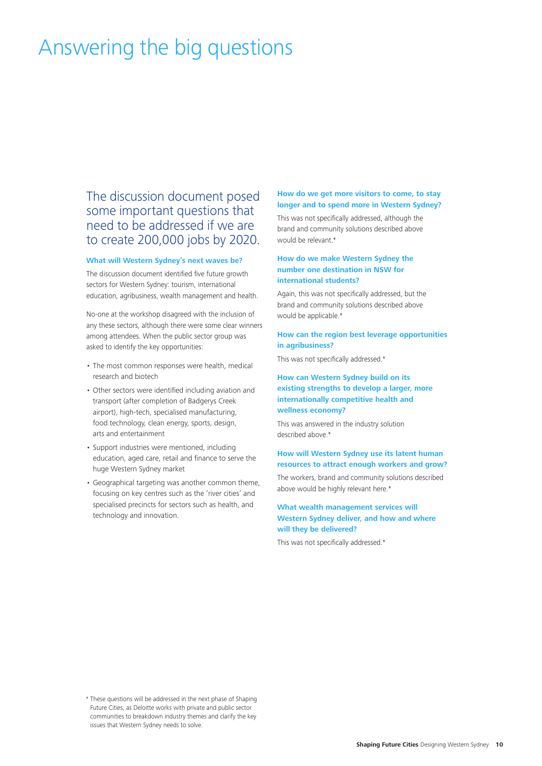# Answering the big questions

## The discussion document posed some important questions that need to be addressed if we are to create 200,000 jobs by 2020.

### What will Western Sydney's next waves be?

The discussion document identified five future growth sectors for Western Sydney: tourism, international education, agribusiness, wealth management and health.

No-one at the workshop disagreed with the inclusion of any these sectors, although there were some clear winners among attendees. When the public sector group was asked to identify the key opportunities:

- The most common responses were health, medical research and biotech
- Other sectors were identified including aviation and transport (after completion of Badgerys Creek airport), high-tech, specialised manufacturing, food technology, clean energy, sports, design, arts and entertainment
- Support industries were mentioned, including education, aged care, retail and finance to serve the huge Western Sydney market
- Geographical targeting was another common theme, focusing on key centres such as the 'river cities' and specialised precincts for sectors such as health, and technology and innovation.

### How do we get more visitors to come, to stay longer and to spend more in Western Sydney?

This was not specifically addressed, although the brand and community solutions described above would be relevant.*

### How do we make Western Sydney the number one destination in NSW for international students?

Again, this was not specifically addressed, but the brand and community solutions described above would be applicable.*

### How can the region best leverage opportunities in agribusiness?

This was not specifically addressed.*

### How can Western Sydney build on its existing strengths to develop a larger, more internationally competitive health and wellness economy?

This was answered in the industry solution described above.*

### How will Western Sydney use its latent human resources to attract enough workers and grow?

The workers, brand and community solutions described above would be highly relevant here.*

### What wealth management services will Western Sydney deliver, and how and where will they be delivered?

This was not specifically addressed.*

\* These questions will be addressed in the next phase of Shaping Future Cities, as Deloitte works with private and public sector communities to breakdown industry themes and clarify the key issues that Western Sydney needs to solve.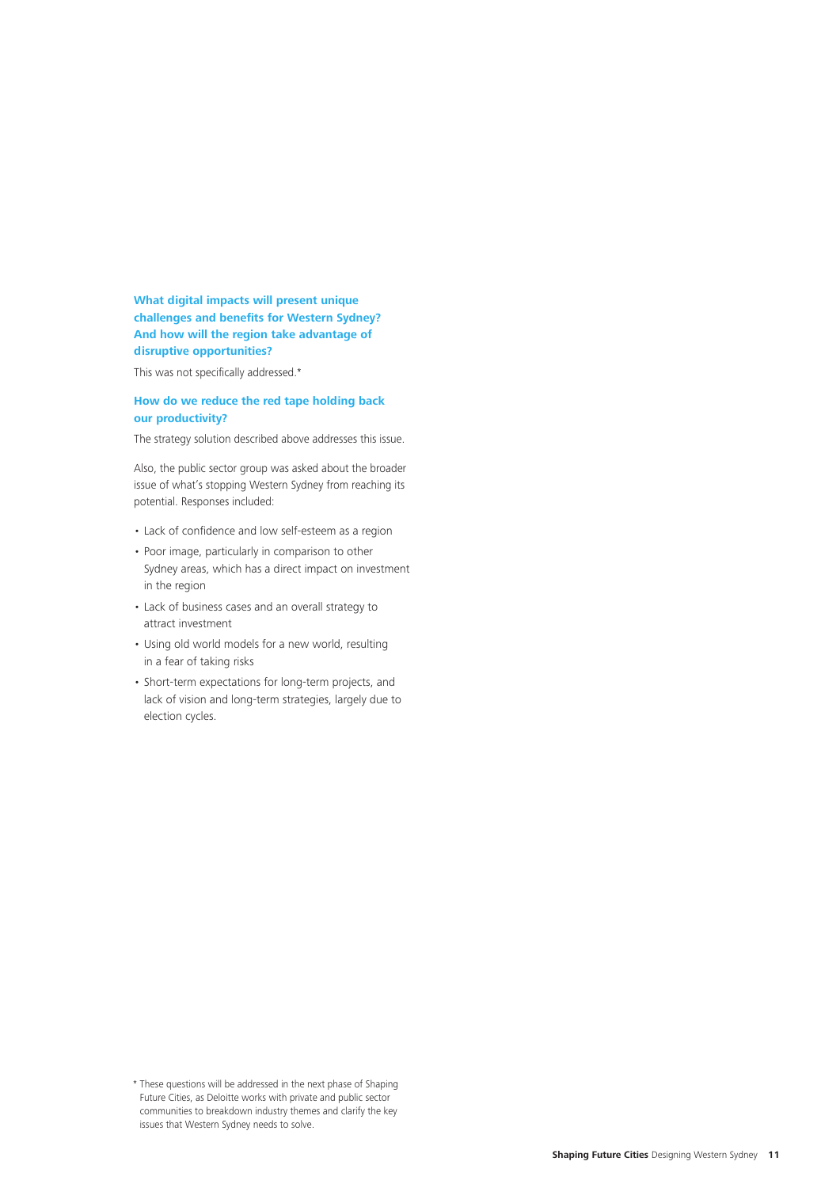### What digital impacts will present unique challenges and benefits for Western Sydney? And how will the region take advantage of disruptive opportunities?

This was not specifically addressed.*

### How do we reduce the red tape holding back our productivity?

The strategy solution described above addresses this issue.

Also, the public sector group was asked about the broader issue of what's stopping Western Sydney from reaching its potential. Responses included:

- Lack of confidence and low self-esteem as a region
- Poor image, particularly in comparison to other Sydney areas, which has a direct impact on investment in the region
- Lack of business cases and an overall strategy to attract investment
- Using old world models for a new world, resulting in a fear of taking risks
- Short-term expectations for long-term projects, and lack of vision and long-term strategies, largely due to election cycles.

\* These questions will be addressed in the next phase of Shaping Future Cities, as Deloitte works with private and public sector communities to breakdown industry themes and clarify the key issues that Western Sydney needs to solve.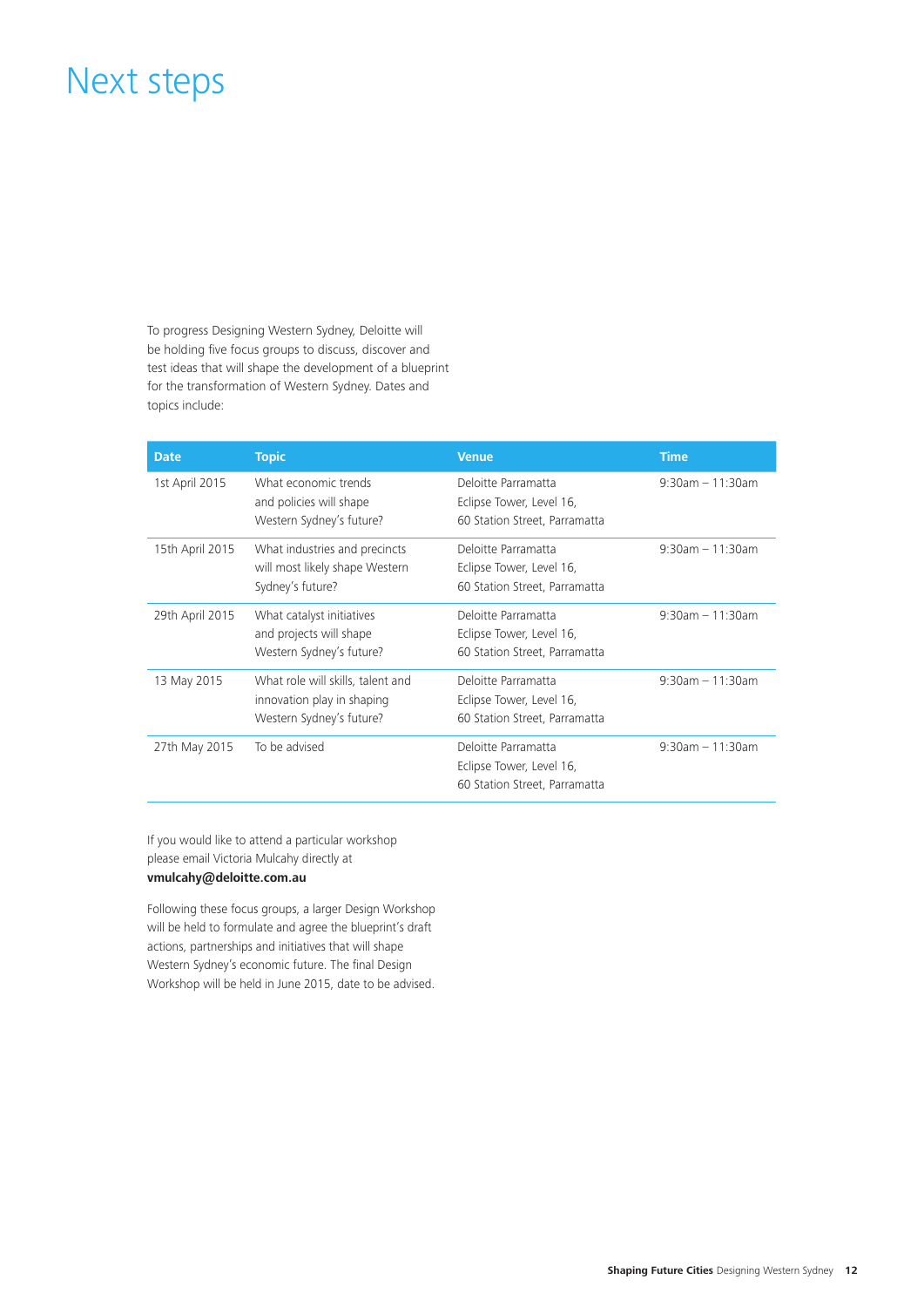# Next steps

To progress Designing Western Sydney, Deloitte will be holding five focus groups to discuss, discover and test ideas that will shape the development of a blueprint for the transformation of Western Sydney. Dates and topics include:

| Date | Topic | Venue | Time |
|---|---|---|---|
| 1st April 2015 | What economic trends and policies will shape Western Sydney's future? | Deloitte Parramatta Eclipse Tower, Level 16, 60 Station Street, Parramatta | 9:30am – 11:30am |
| 15th April 2015 | What industries and precincts will most likely shape Western Sydney's future? | Deloitte Parramatta Eclipse Tower, Level 16, 60 Station Street, Parramatta | 9:30am – 11:30am |
| 29th April 2015 | What catalyst initiatives and projects will shape Western Sydney's future? | Deloitte Parramatta Eclipse Tower, Level 16, 60 Station Street, Parramatta | 9:30am – 11:30am |
| 13 May 2015 | What role will skills, talent and innovation play in shaping Western Sydney's future? | Deloitte Parramatta Eclipse Tower, Level 16, 60 Station Street, Parramatta | 9:30am – 11:30am |
| 27th May 2015 | To be advised | Deloitte Parramatta Eclipse Tower, Level 16, 60 Station Street, Parramatta | 9:30am – 11:30am |

If you would like to attend a particular workshop please email Victoria Mulcahy directly at **vmulcahy@deloitte.com.au**

Following these focus groups, a larger Design Workshop will be held to formulate and agree the blueprint's draft actions, partnerships and initiatives that will shape Western Sydney's economic future. The final Design Workshop will be held in June 2015, date to be advised.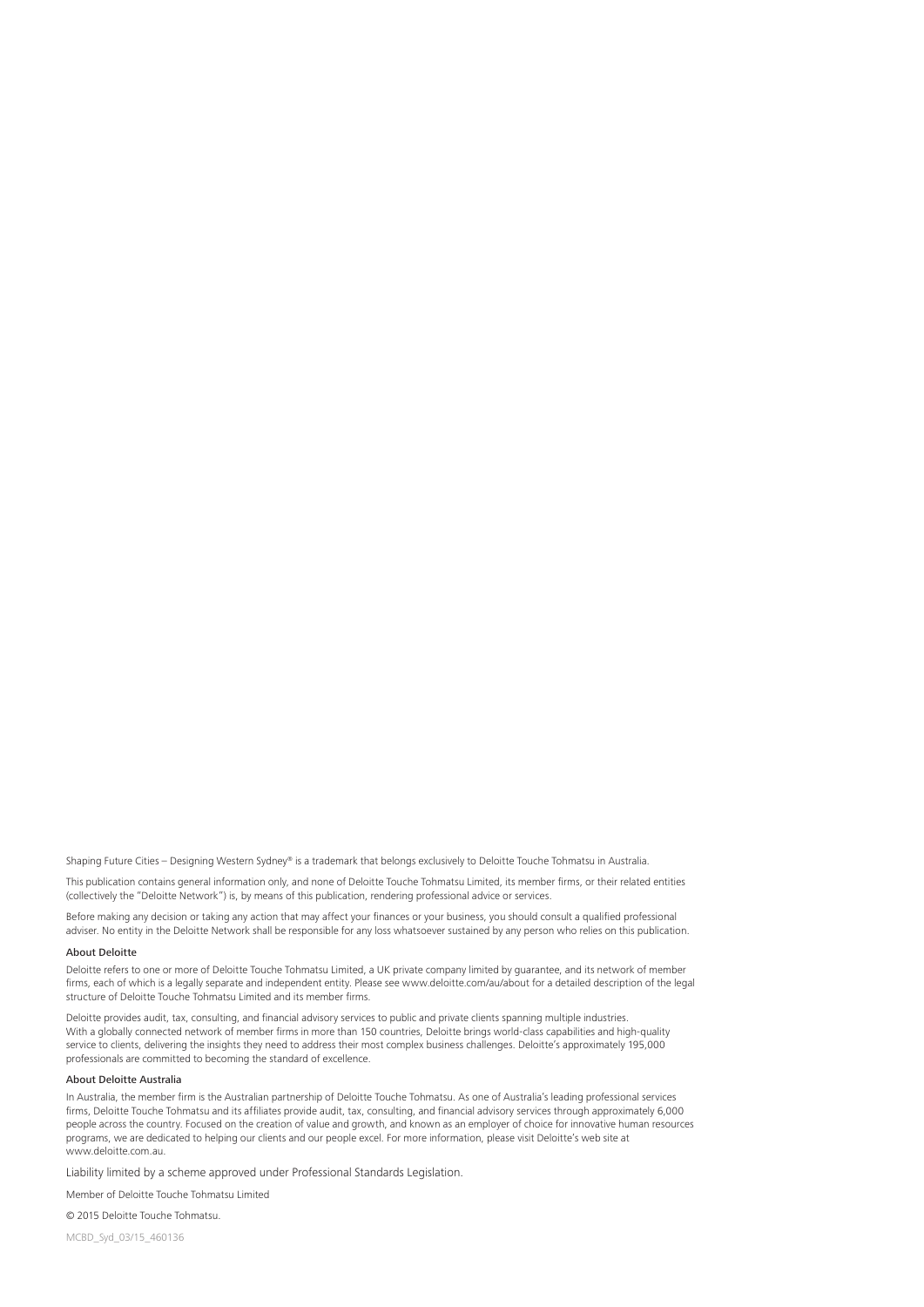Shaping Future Cities – Designing Western Sydney® is a trademark that belongs exclusively to Deloitte Touche Tohmatsu in Australia.

This publication contains general information only, and none of Deloitte Touche Tohmatsu Limited, its member firms, or their related entities (collectively the "Deloitte Network") is, by means of this publication, rendering professional advice or services.

Before making any decision or taking any action that may affect your finances or your business, you should consult a qualified professional adviser. No entity in the Deloitte Network shall be responsible for any loss whatsoever sustained by any person who relies on this publication.

#### About Deloitte

Deloitte refers to one or more of Deloitte Touche Tohmatsu Limited, a UK private company limited by guarantee, and its network of member firms, each of which is a legally separate and independent entity. Please see www.deloitte.com/au/about for a detailed description of the legal structure of Deloitte Touche Tohmatsu Limited and its member firms.

Deloitte provides audit, tax, consulting, and financial advisory services to public and private clients spanning multiple industries. With a globally connected network of member firms in more than 150 countries, Deloitte brings world-class capabilities and high-quality service to clients, delivering the insights they need to address their most complex business challenges. Deloitte's approximately 195,000 professionals are committed to becoming the standard of excellence.

#### About Deloitte Australia

In Australia, the member firm is the Australian partnership of Deloitte Touche Tohmatsu. As one of Australia's leading professional services firms, Deloitte Touche Tohmatsu and its affiliates provide audit, tax, consulting, and financial advisory services through approximately 6,000 people across the country. Focused on the creation of value and growth, and known as an employer of choice for innovative human resources programs, we are dedicated to helping our clients and our people excel. For more information, please visit Deloitte's web site at www.deloitte.com.au.

Liability limited by a scheme approved under Professional Standards Legislation.

Member of Deloitte Touche Tohmatsu Limited

© 2015 Deloitte Touche Tohmatsu.

MCBD_Syd_03/15_460136